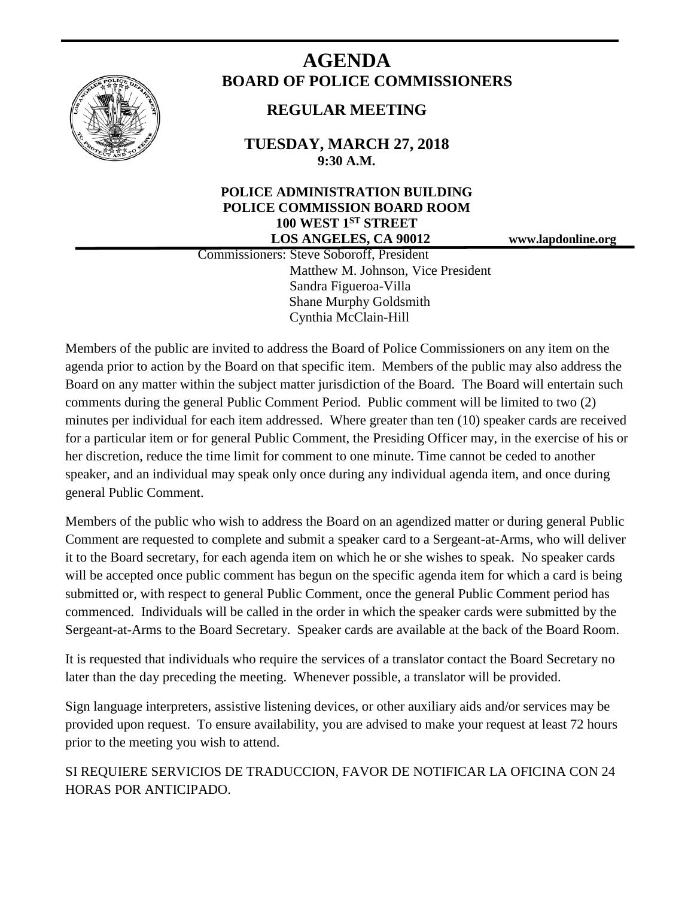# AGENDA

## BOARD OF POLICE COMMISSIONERS

### REGULAR MEETING

**TUESDAY, MARCH 27, 2018**
**9:30 A.M.**

**POLICE ADMINISTRATION BUILDING**
**POLICE COMMISSION BOARD ROOM**
**100 WEST 1ST STREET**
**LOS ANGELES, CA 90012**

**www.lapdonline.org**

Commissioners: Steve Soboroff, President
Matthew M. Johnson, Vice President
Sandra Figueroa-Villa
Shane Murphy Goldsmith
Cynthia McClain-Hill

Members of the public are invited to address the Board of Police Commissioners on any item on the agenda prior to action by the Board on that specific item. Members of the public may also address the Board on any matter within the subject matter jurisdiction of the Board. The Board will entertain such comments during the general Public Comment Period. Public comment will be limited to two (2) minutes per individual for each item addressed. Where greater than ten (10) speaker cards are received for a particular item or for general Public Comment, the Presiding Officer may, in the exercise of his or her discretion, reduce the time limit for comment to one minute. Time cannot be ceded to another speaker, and an individual may speak only once during any individual agenda item, and once during general Public Comment.

Members of the public who wish to address the Board on an agendized matter or during general Public Comment are requested to complete and submit a speaker card to a Sergeant-at-Arms, who will deliver it to the Board secretary, for each agenda item on which he or she wishes to speak. No speaker cards will be accepted once public comment has begun on the specific agenda item for which a card is being submitted or, with respect to general Public Comment, once the general Public Comment period has commenced. Individuals will be called in the order in which the speaker cards were submitted by the Sergeant-at-Arms to the Board Secretary. Speaker cards are available at the back of the Board Room.

It is requested that individuals who require the services of a translator contact the Board Secretary no later than the day preceding the meeting. Whenever possible, a translator will be provided.

Sign language interpreters, assistive listening devices, or other auxiliary aids and/or services may be provided upon request. To ensure availability, you are advised to make your request at least 72 hours prior to the meeting you wish to attend.

SI REQUIERE SERVICIOS DE TRADUCCION, FAVOR DE NOTIFICAR LA OFICINA CON 24 HORAS POR ANTICIPADO.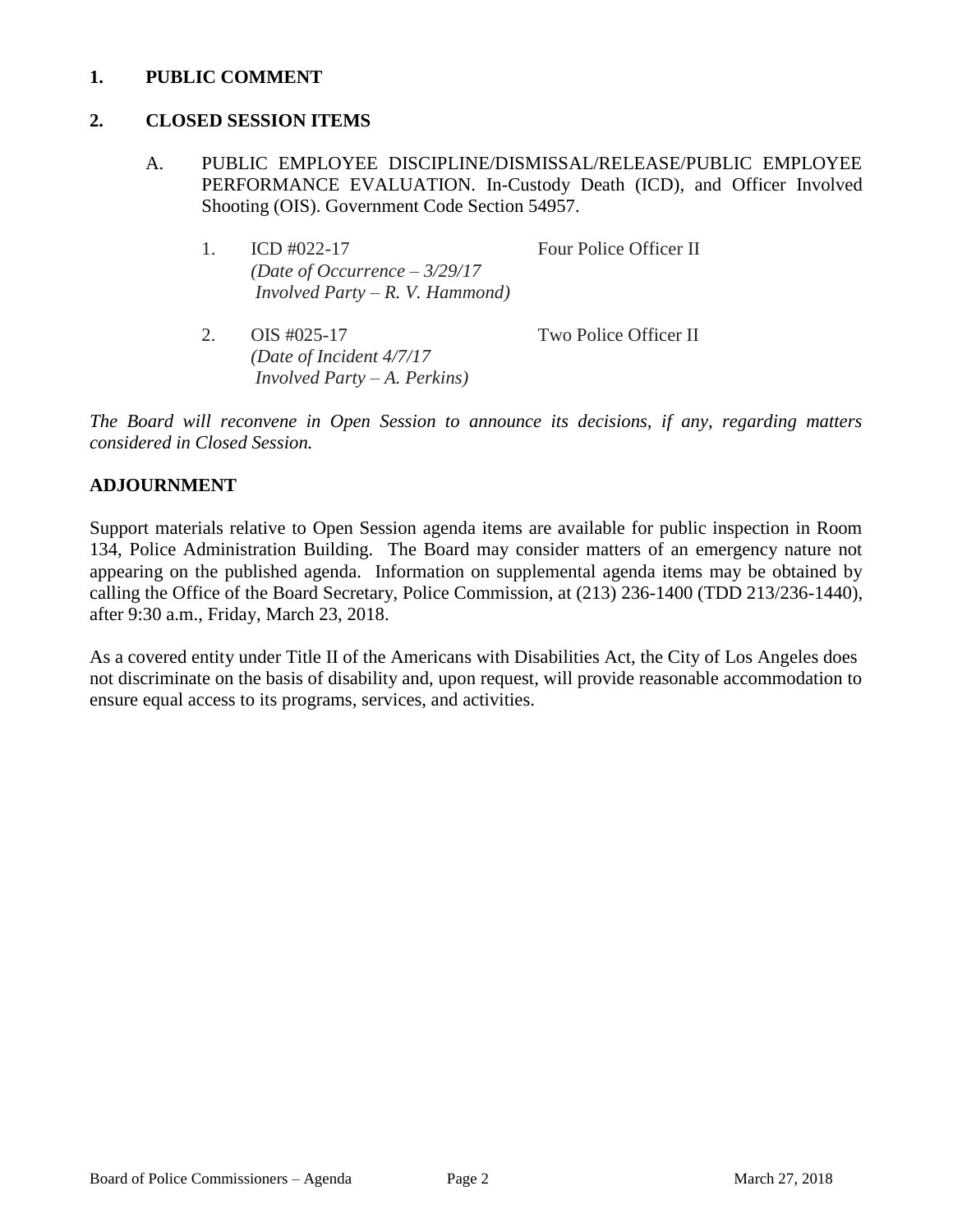**1. PUBLIC COMMENT**

**2. CLOSED SESSION ITEMS**

A. PUBLIC EMPLOYEE DISCIPLINE/DISMISSAL/RELEASE/PUBLIC EMPLOYEE PERFORMANCE EVALUATION. In-Custody Death (ICD), and Officer Involved Shooting (OIS). Government Code Section 54957.

1. ICD #022-17 — Four Police Officer II
   *(Date of Occurrence – 3/29/17*
   *Involved Party – R. V. Hammond)*

2. OIS #025-17 — Two Police Officer II
   *(Date of Incident 4/7/17*
   *Involved Party – A. Perkins)*

*The Board will reconvene in Open Session to announce its decisions, if any, regarding matters considered in Closed Session.*

**ADJOURNMENT**

Support materials relative to Open Session agenda items are available for public inspection in Room 134, Police Administration Building. The Board may consider matters of an emergency nature not appearing on the published agenda. Information on supplemental agenda items may be obtained by calling the Office of the Board Secretary, Police Commission, at (213) 236-1400 (TDD 213/236-1440), after 9:30 a.m., Friday, March 23, 2018.

As a covered entity under Title II of the Americans with Disabilities Act, the City of Los Angeles does not discriminate on the basis of disability and, upon request, will provide reasonable accommodation to ensure equal access to its programs, services, and activities.